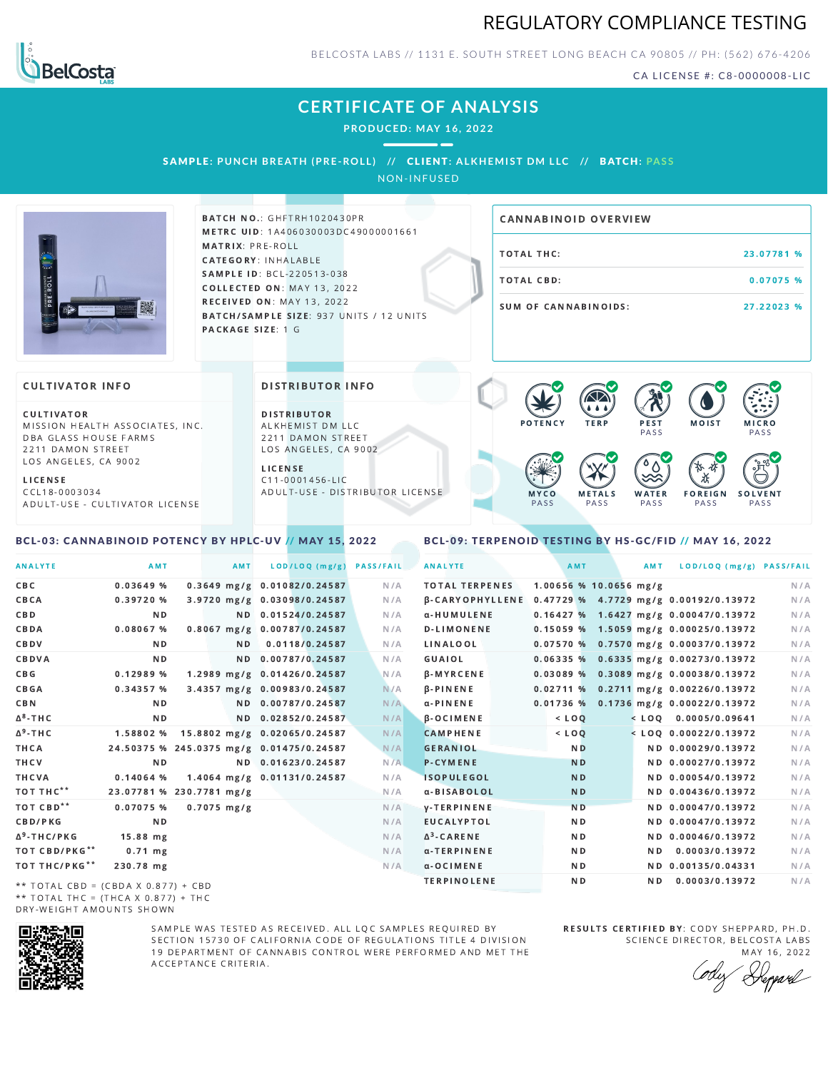# REGULATORY COMPLIANCE TESTING

BELCOSTA LABS // 1131 E. SOUTH STREET LONG BEACH CA 90805 // PH: (562) 676-4206

CA LICENSE #: C8-0000008-LIC

## CERTIFICATE OF ANALYSIS

**PRODUCED: MAY 16, 2022**

**SAMPLE:** PUNCH BREATH (PRE-ROLL) // **CLIENT:** ALKHEMIST DM LLC // **BATCH:** PASS

NON-INFUSED

**BATCH NO.:** GHFTRH1020430PR
**METRC UID:** 1A406030003DC49000001661
**MATRIX:** PRE-ROLL
**CATEGORY:** INHALABLE
**SAMPLE ID:** BCL-220513-038
**COLLECTED ON:** MAY 13, 2022
**RECEIVED ON:** MAY 13, 2022
**BATCH/SAMPLE SIZE:** 937 UNITS / 12 UNITS
**PACKAGE SIZE:** 1 G

### CANNABINOID OVERVIEW

| | |
|---|---|
| TOTAL THC: | 23.07781 % |
| TOTAL CBD: | 0.07075 % |
| SUM OF CANNABINOIDS: | 27.22023 % |

### CULTIVATOR INFO

**CULTIVATOR**
MISSION HEALTH ASSOCIATES, INC.
DBA GLASS HOUSE FARMS
2211 DAMON STREET
LOS ANGELES, CA 9002

**LICENSE**
CCL18-0003034
ADULT-USE - CULTIVATOR LICENSE

### DISTRIBUTOR INFO

**DISTRIBUTOR**
ALKHEMIST DM LLC
2211 DAMON STREET
LOS ANGELES, CA 9002

**LICENSE**
C11-0001456-LIC
ADULT-USE - DISTRIBUTOR LICENSE

POTENCY | TERP | PEST PASS | MOIST | MICRO PASS | MYCO PASS | METALS PASS | WATER PASS | FOREIGN PASS | SOLVENT PASS

### BCL-03: CANNABINOID POTENCY BY HPLC-UV // MAY 15, 2022

| ANALYTE | AMT | AMT | LOD/LOQ (mg/g) | PASS/FAIL |
|---|---|---|---|---|
| CBC | 0.03649 % | 0.3649 mg/g | 0.01082/0.24587 | N/A |
| CBCA | 0.39720 % | 3.9720 mg/g | 0.03098/0.24587 | N/A |
| CBD | ND | ND | 0.01524/0.24587 | N/A |
| CBDA | 0.08067 % | 0.8067 mg/g | 0.00787/0.24587 | N/A |
| CBDV | ND | ND | 0.0118/0.24587 | N/A |
| CBDVA | ND | ND | 0.00787/0.24587 | N/A |
| CBG | 0.12989 % | 1.2989 mg/g | 0.01426/0.24587 | N/A |
| CBGA | 0.34357 % | 3.4357 mg/g | 0.00983/0.24587 | N/A |
| CBN | ND | ND | 0.00787/0.24587 | N/A |
| $\Delta^8$-THC | ND | ND | 0.02852/0.24587 | N/A |
| $\Delta^9$-THC | 1.58802 % | 15.8802 mg/g | 0.02065/0.24587 | N/A |
| THCA | 24.50375 % | 245.0375 mg/g | 0.01475/0.24587 | N/A |
| THCV | ND | ND | 0.01623/0.24587 | N/A |
| THCVA | 0.14064 % | 1.4064 mg/g | 0.01131/0.24587 | N/A |
| TOT THC** | 23.07781 % | 230.7781 mg/g | | N/A |
| TOT CBD** | 0.07075 % | 0.7075 mg/g | | N/A |
| CBD/PKG | ND | | | N/A |
| $\Delta^9$-THC/PKG | 15.88 mg | | | N/A |
| TOT CBD/PKG** | 0.71 mg | | | N/A |
| TOT THC/PKG** | 230.78 mg | | | N/A |

** TOTAL CBD = (CBDA X 0.877) + CBD
** TOTAL THC = (THCA X 0.877) + THC
DRY-WEIGHT AMOUNTS SHOWN

### BCL-09: TERPENOID TESTING BY HS-GC/FID // MAY 16, 2022

| ANALYTE | AMT | AMT | LOD/LOQ (mg/g) | PASS/FAIL |
|---|---|---|---|---|
| TOTAL TERPENES | 1.00656 % | 10.0656 mg/g | | N/A |
| β-CARYOPHYLLENE | 0.47729 % | 4.7729 mg/g | 0.00192/0.13972 | N/A |
| α-HUMULENE | 0.16427 % | 1.6427 mg/g | 0.00047/0.13972 | N/A |
| D-LIMONENE | 0.15059 % | 1.5059 mg/g | 0.00025/0.13972 | N/A |
| LINALOOL | 0.07570 % | 0.7570 mg/g | 0.00037/0.13972 | N/A |
| GUAIOL | 0.06335 % | 0.6335 mg/g | 0.00273/0.13972 | N/A |
| β-MYRCENE | 0.03089 % | 0.3089 mg/g | 0.00038/0.13972 | N/A |
| β-PINENE | 0.02711 % | 0.2711 mg/g | 0.00226/0.13972 | N/A |
| α-PINENE | 0.01736 % | 0.1736 mg/g | 0.00022/0.13972 | N/A |
| β-OCIMENE | < LOQ | < LOQ | 0.0005/0.09641 | N/A |
| CAMPHENE | < LOQ | < LOQ | 0.00022/0.13972 | N/A |
| GERANIOL | ND | ND | 0.00029/0.13972 | N/A |
| P-CYMENE | ND | ND | 0.00027/0.13972 | N/A |
| ISOPULEGOL | ND | ND | 0.00054/0.13972 | N/A |
| α-BISABOLOL | ND | ND | 0.00436/0.13972 | N/A |
| γ-TERPINENE | ND | ND | 0.00047/0.13972 | N/A |
| EUCALYPTOL | ND | ND | 0.00047/0.13972 | N/A |
| $\Delta^3$-CARENE | ND | ND | 0.00046/0.13972 | N/A |
| α-TERPINENE | ND | ND | 0.0003/0.13972 | N/A |
| α-OCIMENE | ND | ND | 0.00135/0.04331 | N/A |
| TERPINOLENE | ND | ND | 0.0003/0.13972 | N/A |

SAMPLE WAS TESTED AS RECEIVED. ALL LQC SAMPLES REQUIRED BY SECTION 15730 OF CALIFORNIA CODE OF REGULATIONS TITLE 4 DIVISION 19 DEPARTMENT OF CANNABIS CONTROL WERE PERFORMED AND MET THE ACCEPTANCE CRITERIA.

**RESULTS CERTIFIED BY:** CODY SHEPPARD, PH.D.
SCIENCE DIRECTOR, BELCOSTA LABS
MAY 16, 2022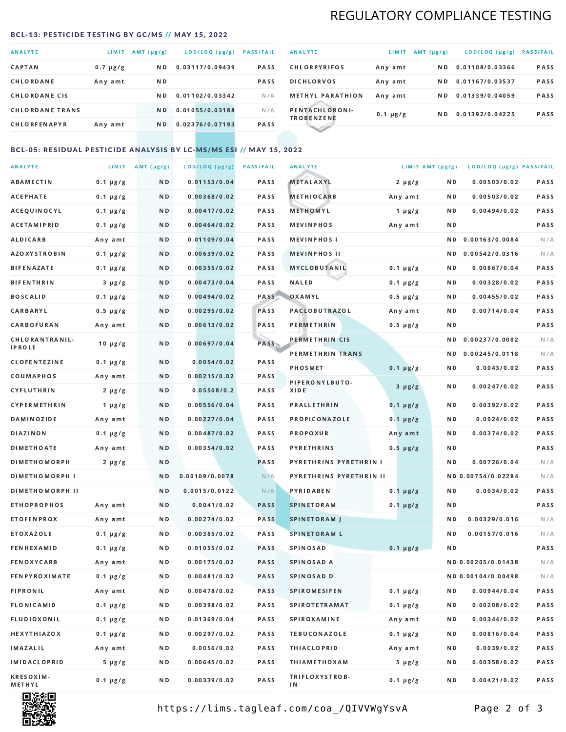# REGULATORY COMPLIANCE TESTING

## BCL-13: PESTICIDE TESTING BY GC/MS // MAY 15, 2022

| ANALYTE | LIMIT | AMT (μg/g) | LOD/LOQ (μg/g) | PASS/FAIL |
|---|---|---|---|---|
| CAPTAN | 0.7 μg/g | ND | 0.03117/0.09439 | PASS |
| CHLORDANE | Any amt | ND | | PASS |
| CHLORDANE CIS | | ND | 0.01102/0.03342 | N/A |
| CHLORDANE TRANS | | ND | 0.01055/0.03188 | N/A |
| CHLORFENAPYR | Any amt | ND | 0.02376/0.07193 | PASS |
| CHLORPYRIFOS | Any amt | ND | 0.01108/0.03366 | PASS |
| DICHLORVOS | Any amt | ND | 0.01167/0.03537 | PASS |
| METHYL PARATHION | Any amt | ND | 0.01339/0.04059 | PASS |
| PENTACHLORONITROBENZENE | 0.1 μg/g | ND | 0.01392/0.04225 | PASS |

## BCL-05: RESIDUAL PESTICIDE ANALYSIS BY LC-MS/MS ESI // MAY 15, 2022

| ANALYTE | LIMIT | AMT (μg/g) | LOD/LOQ (μg/g) | PASS/FAIL |
|---|---|---|---|---|
| ABAMECTIN | 0.1 μg/g | ND | 0.01153/0.04 | PASS |
| ACEPHATE | 0.1 μg/g | ND | 0.00368/0.02 | PASS |
| ACEQUINOCYL | 0.1 μg/g | ND | 0.00417/0.02 | PASS |
| ACETAMIPRID | 0.1 μg/g | ND | 0.00464/0.02 | PASS |
| ALDICARB | Any amt | ND | 0.01109/0.04 | PASS |
| AZOXYSTROBIN | 0.1 μg/g | ND | 0.00639/0.02 | PASS |
| BIFENAZATE | 0.1 μg/g | ND | 0.00355/0.02 | PASS |
| BIFENTHRIN | 3 μg/g | ND | 0.00473/0.04 | PASS |
| BOSCALID | 0.1 μg/g | ND | 0.00494/0.02 | PASS |
| CARBARYL | 0.5 μg/g | ND | 0.00295/0.02 | PASS |
| CARBOFURAN | Any amt | ND | 0.00613/0.02 | PASS |
| CHLORANTRANILIPROLE | 10 μg/g | ND | 0.00697/0.04 | PASS |
| CLOFENTEZINE | 0.1 μg/g | ND | 0.0054/0.02 | PASS |
| COUMAPHOS | Any amt | ND | 0.00215/0.02 | PASS |
| CYFLUTHRIN | 2 μg/g | ND | 0.05508/0.2 | PASS |
| CYPERMETHRIN | 1 μg/g | ND | 0.00556/0.04 | PASS |
| DAMINOZIDE | Any amt | ND | 0.00227/0.04 | PASS |
| DIAZINON | 0.1 μg/g | ND | 0.00487/0.02 | PASS |
| DIMETHOATE | Any amt | ND | 0.00354/0.02 | PASS |
| DIMETHOMORPH | 2 μg/g | ND | | PASS |
| DIMETHOMORPH I | | ND | 0.00109/0.0078 | N/A |
| DIMETHOMORPH II | | ND | 0.0015/0.0122 | N/A |
| ETHOPROPHOS | Any amt | ND | 0.0041/0.02 | PASS |
| ETOFENPROX | Any amt | ND | 0.00274/0.02 | PASS |
| ETOXAZOLE | 0.1 μg/g | ND | 0.00385/0.02 | PASS |
| FENHEXAMID | 0.1 μg/g | ND | 0.01055/0.02 | PASS |
| FENOXYCARB | Any amt | ND | 0.00175/0.02 | PASS |
| FENPYROXIMATE | 0.1 μg/g | ND | 0.00481/0.02 | PASS |
| FIPRONIL | Any amt | ND | 0.00478/0.02 | PASS |
| FLONICAMID | 0.1 μg/g | ND | 0.00398/0.02 | PASS |
| FLUDIOXONIL | 0.1 μg/g | ND | 0.01369/0.04 | PASS |
| HEXYTHIAZOX | 0.1 μg/g | ND | 0.00297/0.02 | PASS |
| IMAZALIL | Any amt | ND | 0.0056/0.02 | PASS |
| IMIDACLOPRID | 5 μg/g | ND | 0.00645/0.02 | PASS |
| KRESOXIM-METHYL | 0.1 μg/g | ND | 0.00339/0.02 | PASS |
| METALAXYL | 2 μg/g | ND | 0.00503/0.02 | PASS |
| METHIOCARB | Any amt | ND | 0.00503/0.02 | PASS |
| METHOMYL | 1 μg/g | ND | 0.00494/0.02 | PASS |
| MEVINPHOS | Any amt | ND | | PASS |
| MEVINPHOS I | | ND | 0.00163/0.0084 | N/A |
| MEVINPHOS II | | ND | 0.00542/0.0316 | N/A |
| MYCLOBUTANIL | 0.1 μg/g | ND | 0.00867/0.04 | PASS |
| NALED | 0.1 μg/g | ND | 0.00328/0.02 | PASS |
| OXAMYL | 0.5 μg/g | ND | 0.00455/0.02 | PASS |
| PACLOBUTRAZOL | Any amt | ND | 0.00714/0.04 | PASS |
| PERMETHRIN | 0.5 μg/g | ND | | PASS |
| PERMETHRIN CIS | | ND | 0.00237/0.0082 | N/A |
| PERMETHRIN TRANS | | ND | 0.00245/0.0118 | N/A |
| PHOSMET | 0.1 μg/g | ND | 0.0043/0.02 | PASS |
| PIPERONYLBUTOXIDE | 3 μg/g | ND | 0.00247/0.02 | PASS |
| PRALLETHRIN | 0.1 μg/g | ND | 0.00392/0.02 | PASS |
| PROPICONAZOLE | 0.1 μg/g | ND | 0.0024/0.02 | PASS |
| PROPOXUR | Any amt | ND | 0.00374/0.02 | PASS |
| PYRETHRINS | 0.5 μg/g | ND | | PASS |
| PYRETHRINS PYRETHRIN I | | ND | 0.00726/0.04 | N/A |
| PYRETHRINS PYRETHRIN II | | ND | 0.00754/0.02284 | N/A |
| PYRIDABEN | 0.1 μg/g | ND | 0.0034/0.02 | PASS |
| SPINETORAM | 0.1 μg/g | ND | | PASS |
| SPINETORAM J | | ND | 0.00329/0.016 | N/A |
| SPINETORAM L | | ND | 0.00157/0.016 | N/A |
| SPINOSAD | 0.1 μg/g | ND | | PASS |
| SPINOSAD A | | ND | 0.00205/0.01438 | N/A |
| SPINOSAD D | | ND | 0.00104/0.00498 | N/A |
| SPIROMESIFEN | 0.1 μg/g | ND | 0.00944/0.04 | PASS |
| SPIROTETRAMAT | 0.1 μg/g | ND | 0.00208/0.02 | PASS |
| SPIROXAMINE | Any amt | ND | 0.00344/0.02 | PASS |
| TEBUCONAZOLE | 0.1 μg/g | ND | 0.00816/0.04 | PASS |
| THIACLOPRID | Any amt | ND | 0.0039/0.02 | PASS |
| THIAMETHOXAM | 5 μg/g | ND | 0.00358/0.02 | PASS |
| TRIFLOXYSTROBIN | 0.1 μg/g | ND | 0.00421/0.02 | PASS |

https://lims.tagleaf.com/coa_/QIVVWgYsvA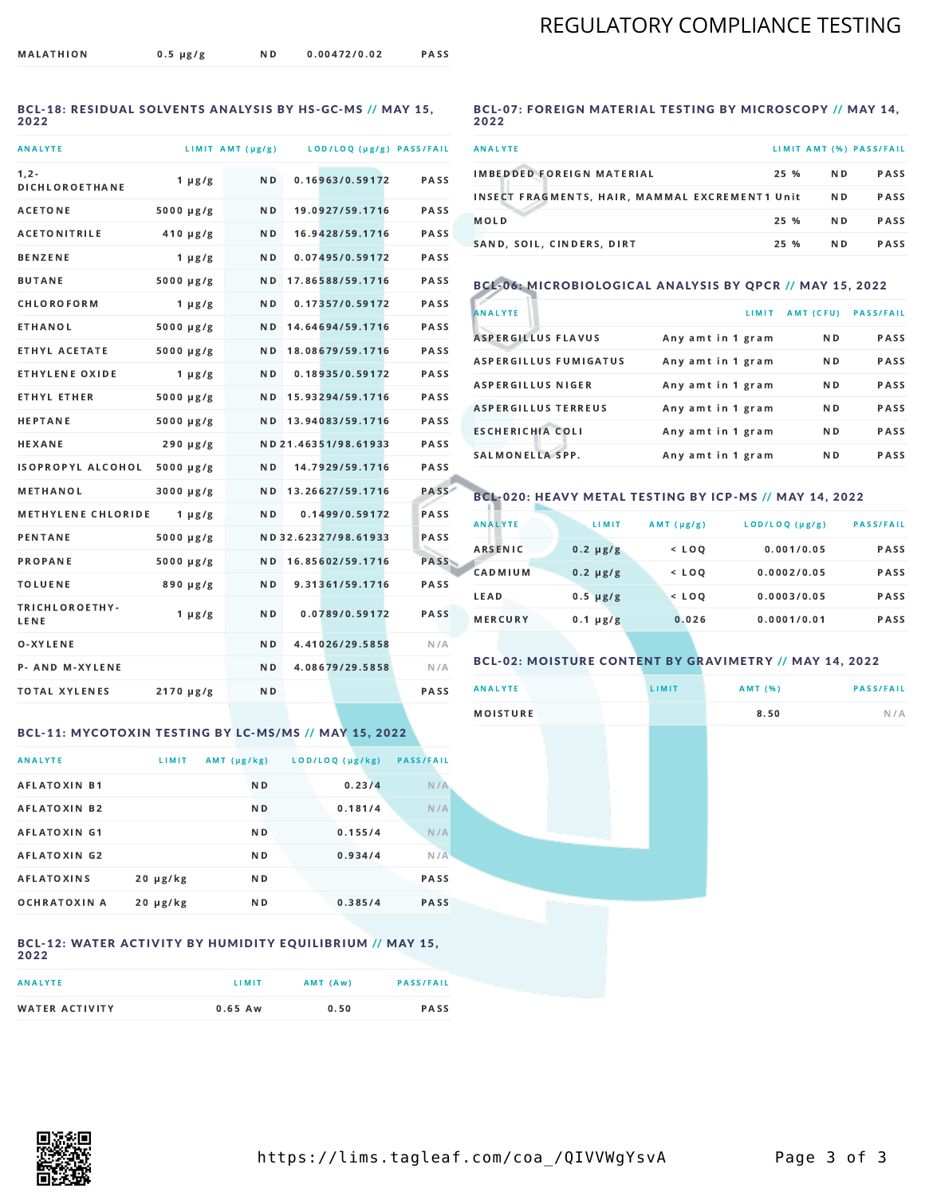| | | | | |
|---|---|---|---|---|
| MALATHION | 0.5 µg/g | ND | 0.00472/0.02 | PASS |

## BCL-18: RESIDUAL SOLVENTS ANALYSIS BY HS-GC-MS // MAY 15, 2022

| ANALYTE | LIMIT | AMT (µg/g) | LOD/LOQ (µg/g) | PASS/FAIL |
|---|---|---|---|---|
| 1,2-DICHLOROETHANE | 1 µg/g | ND | 0.16963/0.59172 | PASS |
| ACETONE | 5000 µg/g | ND | 19.0927/59.1716 | PASS |
| ACETONITRILE | 410 µg/g | ND | 16.9428/59.1716 | PASS |
| BENZENE | 1 µg/g | ND | 0.07495/0.59172 | PASS |
| BUTANE | 5000 µg/g | ND | 17.86588/59.1716 | PASS |
| CHLOROFORM | 1 µg/g | ND | 0.17357/0.59172 | PASS |
| ETHANOL | 5000 µg/g | ND | 14.64694/59.1716 | PASS |
| ETHYL ACETATE | 5000 µg/g | ND | 18.08679/59.1716 | PASS |
| ETHYLENE OXIDE | 1 µg/g | ND | 0.18935/0.59172 | PASS |
| ETHYL ETHER | 5000 µg/g | ND | 15.93294/59.1716 | PASS |
| HEPTANE | 5000 µg/g | ND | 13.94083/59.1716 | PASS |
| HEXANE | 290 µg/g | ND | 21.46351/98.61933 | PASS |
| ISOPROPYL ALCOHOL | 5000 µg/g | ND | 14.7929/59.1716 | PASS |
| METHANOL | 3000 µg/g | ND | 13.26627/59.1716 | PASS |
| METHYLENE CHLORIDE | 1 µg/g | ND | 0.1499/0.59172 | PASS |
| PENTANE | 5000 µg/g | ND | 32.62327/98.61933 | PASS |
| PROPANE | 5000 µg/g | ND | 16.85602/59.1716 | PASS |
| TOLUENE | 890 µg/g | ND | 9.31361/59.1716 | PASS |
| TRICHLOROETHYLENE | 1 µg/g | ND | 0.0789/0.59172 | PASS |
| O-XYLENE | | ND | 4.41026/29.5858 | N/A |
| P- AND M-XYLENE | | ND | 4.08679/29.5858 | N/A |
| TOTAL XYLENES | 2170 µg/g | ND | | PASS |

## BCL-11: MYCOTOXIN TESTING BY LC-MS/MS // MAY 15, 2022

| ANALYTE | LIMIT | AMT (µg/kg) | LOD/LOQ (µg/kg) | PASS/FAIL |
|---|---|---|---|---|
| AFLATOXIN B1 | | ND | 0.23/4 | N/A |
| AFLATOXIN B2 | | ND | 0.181/4 | N/A |
| AFLATOXIN G1 | | ND | 0.155/4 | N/A |
| AFLATOXIN G2 | | ND | 0.934/4 | N/A |
| AFLATOXINS | 20 µg/kg | ND | | PASS |
| OCHRATOXIN A | 20 µg/kg | ND | 0.385/4 | PASS |

## BCL-12: WATER ACTIVITY BY HUMIDITY EQUILIBRIUM // MAY 15, 2022

| ANALYTE | LIMIT | AMT (Aw) | PASS/FAIL |
|---|---|---|---|
| WATER ACTIVITY | 0.65 Aw | 0.50 | PASS |

## BCL-07: FOREIGN MATERIAL TESTING BY MICROSCOPY // MAY 14, 2022

| ANALYTE | LIMIT | AMT (%) | PASS/FAIL |
|---|---|---|---|
| IMBEDDED FOREIGN MATERIAL | 25 % | ND | PASS |
| INSECT FRAGMENTS, HAIR, MAMMAL EXCREMENT | 1 Unit | ND | PASS |
| MOLD | 25 % | ND | PASS |
| SAND, SOIL, CINDERS, DIRT | 25 % | ND | PASS |

## BCL-06: MICROBIOLOGICAL ANALYSIS BY QPCR // MAY 15, 2022

| ANALYTE | LIMIT | AMT (CFU) | PASS/FAIL |
|---|---|---|---|
| ASPERGILLUS FLAVUS | Any amt in 1 gram | ND | PASS |
| ASPERGILLUS FUMIGATUS | Any amt in 1 gram | ND | PASS |
| ASPERGILLUS NIGER | Any amt in 1 gram | ND | PASS |
| ASPERGILLUS TERREUS | Any amt in 1 gram | ND | PASS |
| ESCHERICHIA COLI | Any amt in 1 gram | ND | PASS |
| SALMONELLA SPP. | Any amt in 1 gram | ND | PASS |

## BCL-020: HEAVY METAL TESTING BY ICP-MS // MAY 14, 2022

| ANALYTE | LIMIT | AMT (µg/g) | LOD/LOQ (µg/g) | PASS/FAIL |
|---|---|---|---|---|
| ARSENIC | 0.2 µg/g | < LOQ | 0.001/0.05 | PASS |
| CADMIUM | 0.2 µg/g | < LOQ | 0.0002/0.05 | PASS |
| LEAD | 0.5 µg/g | < LOQ | 0.0003/0.05 | PASS |
| MERCURY | 0.1 µg/g | 0.026 | 0.0001/0.01 | PASS |

## BCL-02: MOISTURE CONTENT BY GRAVIMETRY // MAY 14, 2022

| ANALYTE | LIMIT | AMT (%) | PASS/FAIL |
|---|---|---|---|
| MOISTURE | | 8.50 | N/A |

https://lims.tagleaf.com/coa_/QIVVWgYsvA